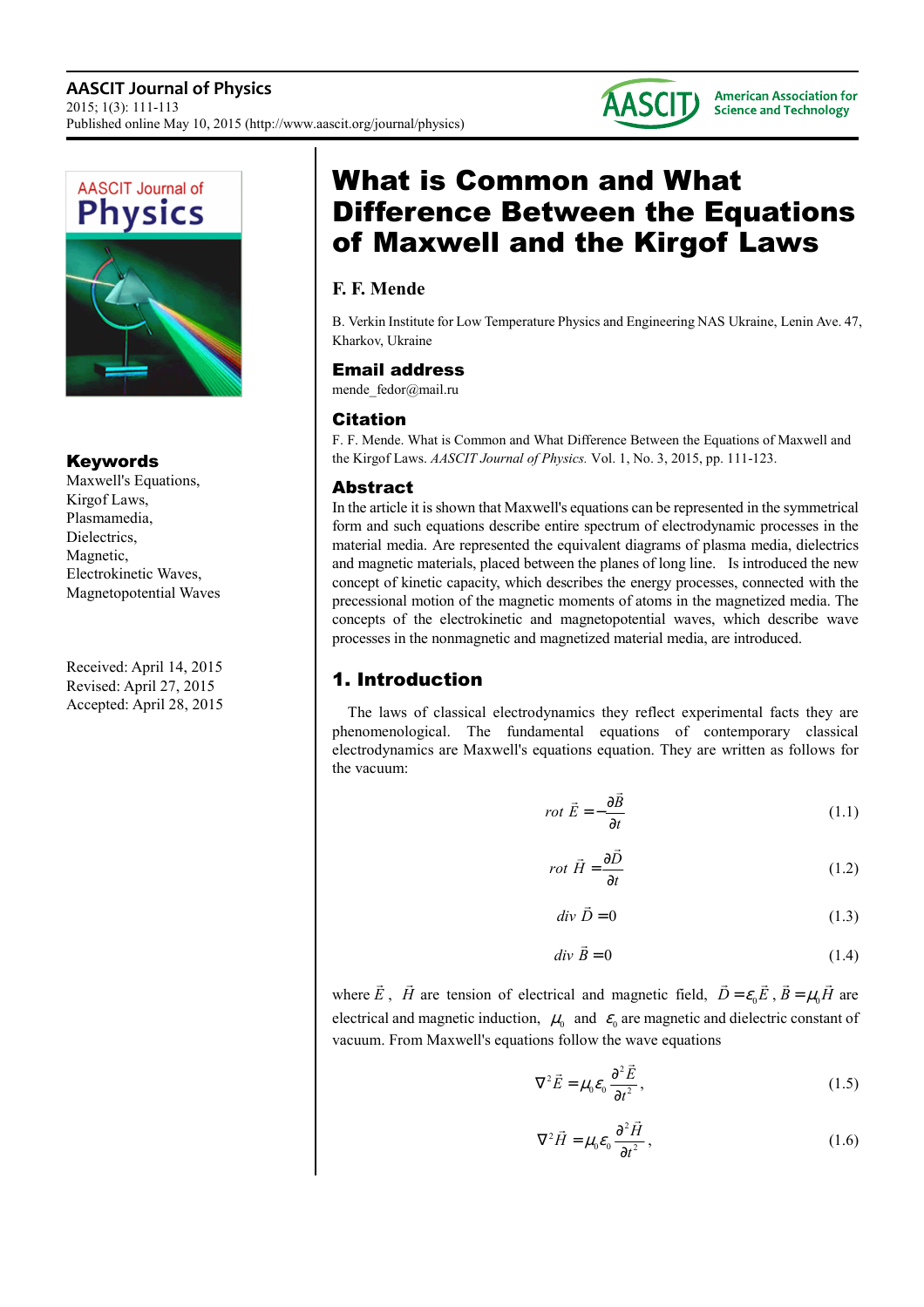# What is Common and What Difference Between the Equations of Maxwell and the Kirgof Laws

**F. F. Mende**

B. Verkin Institute for Low Temperature Physics and Engineering NAS Ukraine, Lenin Ave. 47, Kharkov, Ukraine

## Email address

mende_fedor@mail.ru

## Citation

F. F. Mende. What is Common and What Difference Between the Equations of Maxwell and the Kirgof Laws. *AASCIT Journal of Physics.* Vol. 1, No. 3, 2015, pp. 111-123.

## Keywords

Maxwell's Equations, Kirgof Laws, Plasmamedia, Dielectrics, Magnetic, Electrokinetic Waves, Magnetopotential Waves

Received: April 14, 2015
Revised: April 27, 2015
Accepted: April 28, 2015

## Abstract

In the article it is shown that Maxwell's equations can be represented in the symmetrical form and such equations describe entire spectrum of electrodynamic processes in the material media. Are represented the equivalent diagrams of plasma media, dielectrics and magnetic materials, placed between the planes of long line. Is introduced the new concept of kinetic capacity, which describes the energy processes, connected with the precessional motion of the magnetic moments of atoms in the magnetized media. The concepts of the electrokinetic and magnetopotential waves, which describe wave processes in the nonmagnetic and magnetized material media, are introduced.

## 1. Introduction

The laws of classical electrodynamics they reflect experimental facts they are phenomenological. The fundamental equations of contemporary classical electrodynamics are Maxwell's equations equation. They are written as follows for the vacuum:

$$rot\ \vec{E} = -\frac{\partial \vec{B}}{\partial t} \tag{1.1}$$

$$rot\ \vec{H} = \frac{\partial \vec{D}}{\partial t} \tag{1.2}$$

$$div\ \vec{D} = 0 \tag{1.3}$$

$$div\ \vec{B} = 0 \tag{1.4}$$

where $\vec{E}$, $\vec{H}$ are tension of electrical and magnetic field, $\vec{D} = \varepsilon_0 \vec{E}$, $\vec{B} = \mu_0 \vec{H}$ are electrical and magnetic induction, $\mu_0$ and $\varepsilon_0$ are magnetic and dielectric constant of vacuum. From Maxwell's equations follow the wave equations

$$\nabla^2 \vec{E} = \mu_0 \varepsilon_0 \frac{\partial^2 \vec{E}}{\partial t^2}, \tag{1.5}$$

$$\nabla^2 \vec{H} = \mu_0 \varepsilon_0 \frac{\partial^2 \vec{H}}{\partial t^2}, \tag{1.6}$$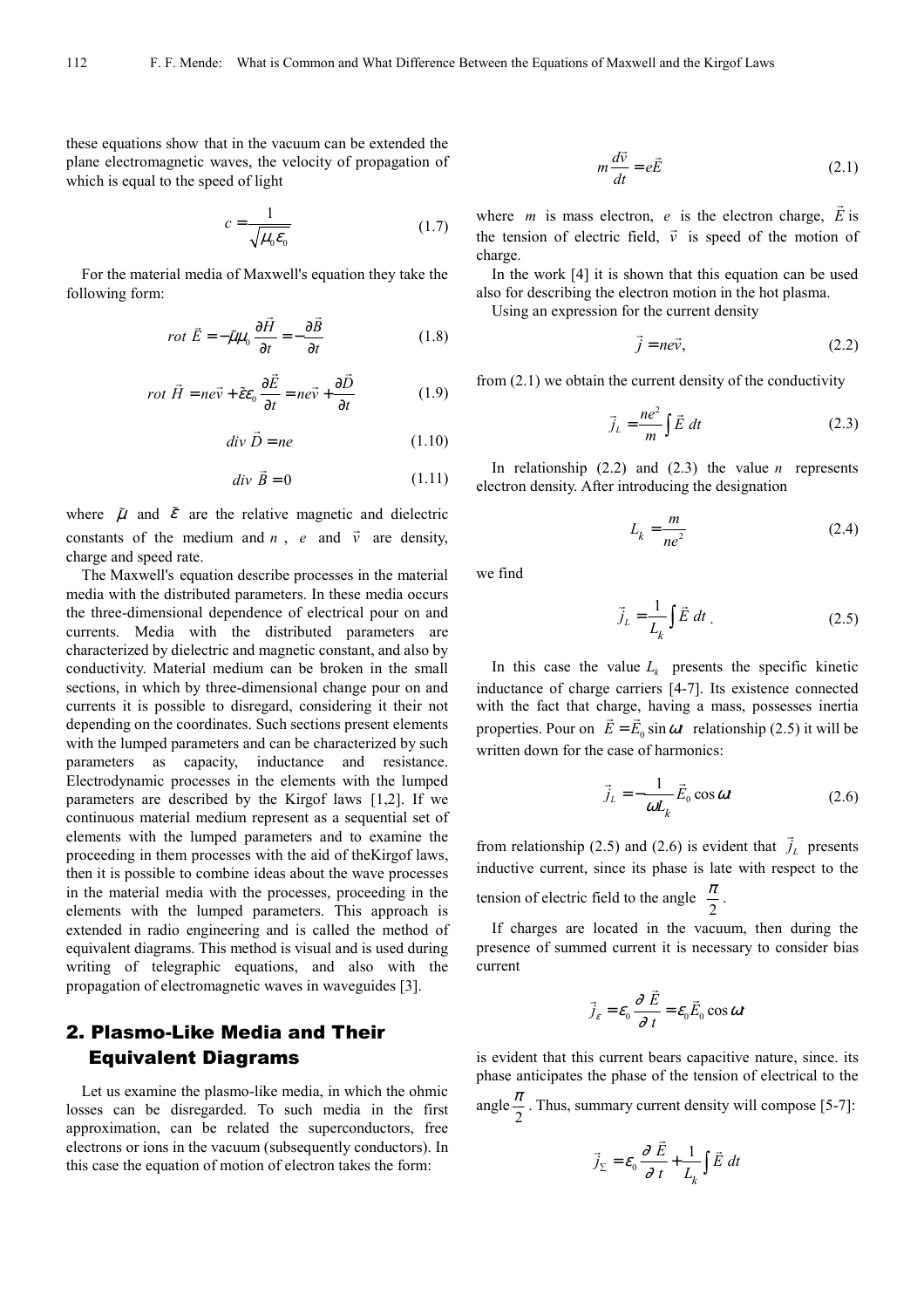these equations show that in the vacuum can be extended the plane electromagnetic waves, the velocity of propagation of which is equal to the speed of light

$$c = \frac{1}{\sqrt{\mu_0 \varepsilon_0}} \tag{1.7}$$

For the material media of Maxwell's equation they take the following form:

$$rot\ \vec{E} = -\tilde{\mu}\mu_0 \frac{\partial \vec{H}}{\partial t} = -\frac{\partial \vec{B}}{\partial t} \tag{1.8}$$

$$rot\ \vec{H} = ne\vec{v} + \tilde{\varepsilon}\varepsilon_0 \frac{\partial \vec{E}}{\partial t} = ne\vec{v} + \frac{\partial \vec{D}}{\partial t} \tag{1.9}$$

$$div\ \vec{D} = ne \tag{1.10}$$

$$div\ \vec{B} = 0 \tag{1.11}$$

where $\tilde{\mu}$ and $\tilde{\varepsilon}$ are the relative magnetic and dielectric constants of the medium and $n$ , $e$ and $\vec{v}$ are density, charge and speed rate.

The Maxwell's equation describe processes in the material media with the distributed parameters. In these media occurs the three-dimensional dependence of electrical pour on and currents. Media with the distributed parameters are characterized by dielectric and magnetic constant, and also by conductivity. Material medium can be broken in the small sections, in which by three-dimensional change pour on and currents it is possible to disregard, considering it their not depending on the coordinates. Such sections present elements with the lumped parameters and can be characterized by such parameters as capacity, inductance and resistance. Electrodynamic processes in the elements with the lumped parameters are described by the Kirgof laws [1,2]. If we continuous material medium represent as a sequential set of elements with the lumped parameters and to examine the proceeding in them processes with the aid of theKirgof laws, then it is possible to combine ideas about the wave processes in the material media with the processes, proceeding in the elements with the lumped parameters. This approach is extended in radio engineering and is called the method of equivalent diagrams. This method is visual and is used during writing of telegraphic equations, and also with the propagation of electromagnetic waves in waveguides [3].

## 2. Plasmo-Like Media and Their Equivalent Diagrams

Let us examine the plasmo-like media, in which the ohmic losses can be disregarded. To such media in the first approximation, can be related the superconductors, free electrons or ions in the vacuum (subsequently conductors). In this case the equation of motion of electron takes the form:

$$m\frac{d\vec{v}}{dt} = e\vec{E} \tag{2.1}$$

where $m$ is mass electron, $e$ is the electron charge, $\vec{E}$ is the tension of electric field, $\vec{v}$ is speed of the motion of charge.

In the work [4] it is shown that this equation can be used also for describing the electron motion in the hot plasma.

Using an expression for the current density

$$\vec{j} = ne\vec{v}, \tag{2.2}$$

from (2.1) we obtain the current density of the conductivity

$$\vec{j}_L = \frac{ne^2}{m}\int \vec{E}\ dt \tag{2.3}$$

In relationship (2.2) and (2.3) the value $n$ represents electron density. After introducing the designation

$$L_k = \frac{m}{ne^2} \tag{2.4}$$

we find

$$\vec{j}_L = \frac{1}{L_k}\int \vec{E}\ dt\ . \tag{2.5}$$

In this case the value $L_k$ presents the specific kinetic inductance of charge carriers [4-7]. Its existence connected with the fact that charge, having a mass, possesses inertia properties. Pour on $\vec{E} = \vec{E}_0 \sin \omega t$ relationship (2.5) it will be written down for the case of harmonics:

$$\vec{j}_L = -\frac{1}{\omega L_k}\vec{E}_0 \cos \omega t \tag{2.6}$$

from relationship (2.5) and (2.6) is evident that $\vec{j}_L$ presents inductive current, since its phase is late with respect to the tension of electric field to the angle $\frac{\pi}{2}$.

If charges are located in the vacuum, then during the presence of summed current it is necessary to consider bias current

$$\vec{j}_\varepsilon = \varepsilon_0 \frac{\partial\ \vec{E}}{\partial\ t} = \varepsilon_0 \vec{E}_0 \cos \omega t$$

is evident that this current bears capacitive nature, since. its phase anticipates the phase of the tension of electrical to the angle $\frac{\pi}{2}$. Thus, summary current density will compose [5-7]:

$$\vec{j}_\Sigma = \varepsilon_0 \frac{\partial\ \vec{E}}{\partial\ t} + \frac{1}{L_k}\int \vec{E}\ dt$$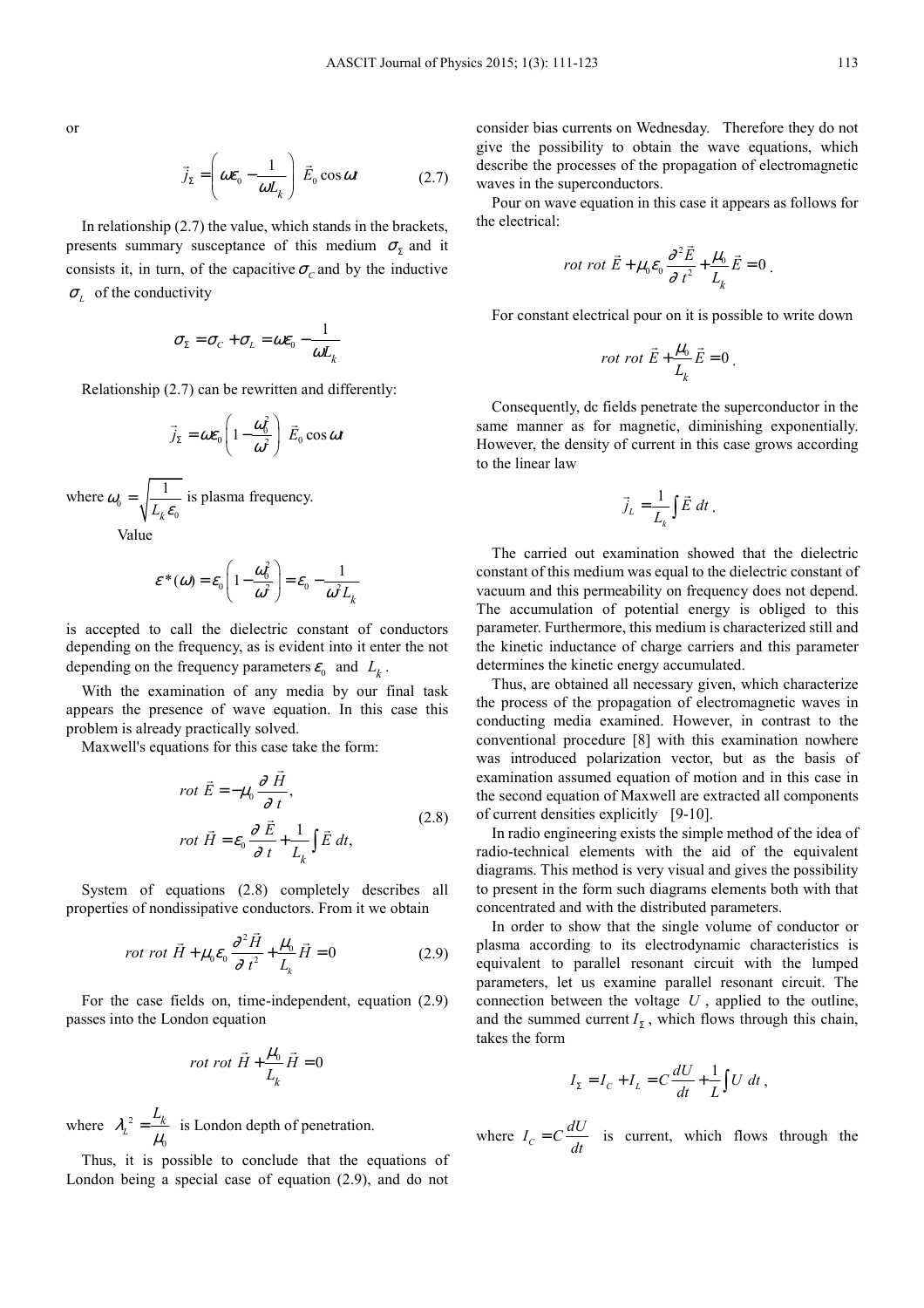or

$$\vec{j}_{\Sigma} = \left( \omega\varepsilon_0 - \frac{1}{\omega L_k} \right) \vec{E}_0 \cos \omega t \tag{2.7}$$

In relationship (2.7) the value, which stands in the brackets, presents summary susceptance of this medium $\sigma_{\Sigma}$ and it consists it, in turn, of the capacitive $\sigma_C$ and by the inductive $\sigma_L$ of the conductivity

$$\sigma_{\Sigma} = \sigma_C + \sigma_L = \omega\varepsilon_0 - \frac{1}{\omega L_k}$$

Relationship (2.7) can be rewritten and differently:

$$\vec{j}_{\Sigma} = \omega\varepsilon_0 \left( 1 - \frac{\omega_0^2}{\omega^2} \right) \vec{E}_0 \cos \omega t$$

where $\omega_0 = \sqrt{\frac{1}{L_k \varepsilon_0}}$ is plasma frequency.

Value

$$\varepsilon^*(\omega) = \varepsilon_0 \left( 1 - \frac{\omega_0^2}{\omega^2} \right) = \varepsilon_0 - \frac{1}{\omega^2 L_k}$$

is accepted to call the dielectric constant of conductors depending on the frequency, as is evident into it enter the not depending on the frequency parameters $\varepsilon_0$ and $L_k$.

With the examination of any media by our final task appears the presence of wave equation. In this case this problem is already practically solved.

Maxwell's equations for this case take the form:

$$\begin{aligned} rot\ \vec{E} &= -\mu_0 \frac{\partial \vec{H}}{\partial t}, \\ rot\ \vec{H} &= \varepsilon_0 \frac{\partial \vec{E}}{\partial t} + \frac{1}{L_k} \int \vec{E}\, dt, \end{aligned} \tag{2.8}$$

System of equations (2.8) completely describes all properties of nondissipative conductors. From it we obtain

$$rot\ rot\ \vec{H} + \mu_0 \varepsilon_0 \frac{\partial^2 \vec{H}}{\partial t^2} + \frac{\mu_0}{L_k} \vec{H} = 0 \tag{2.9}$$

For the case fields on, time-independent, equation (2.9) passes into the London equation

$$rot\ rot\ \vec{H} + \frac{\mu_0}{L_k} \vec{H} = 0$$

where $\lambda_L^2 = \frac{L_k}{\mu_0}$ is London depth of penetration.

Thus, it is possible to conclude that the equations of London being a special case of equation (2.9), and do not consider bias currents on Wednesday. Therefore they do not give the possibility to obtain the wave equations, which describe the processes of the propagation of electromagnetic waves in the superconductors.

Pour on wave equation in this case it appears as follows for the electrical:

$$rot\ rot\ \vec{E} + \mu_0 \varepsilon_0 \frac{\partial^2 \vec{E}}{\partial t^2} + \frac{\mu_0}{L_k} \vec{E} = 0\,.$$

For constant electrical pour on it is possible to write down

$$rot\ rot\ \vec{E} + \frac{\mu_0}{L_k} \vec{E} = 0\,.$$

Consequently, dc fields penetrate the superconductor in the same manner as for magnetic, diminishing exponentially. However, the density of current in this case grows according to the linear law

$$\vec{j}_L = \frac{1}{L_k} \int \vec{E}\, dt\,.$$

The carried out examination showed that the dielectric constant of this medium was equal to the dielectric constant of vacuum and this permeability on frequency does not depend. The accumulation of potential energy is obliged to this parameter. Furthermore, this medium is characterized still and the kinetic inductance of charge carriers and this parameter determines the kinetic energy accumulated.

Thus, are obtained all necessary given, which characterize the process of the propagation of electromagnetic waves in conducting media examined. However, in contrast to the conventional procedure [8] with this examination nowhere was introduced polarization vector, but as the basis of examination assumed equation of motion and in this case in the second equation of Maxwell are extracted all components of current densities explicitly [9-10].

In radio engineering exists the simple method of the idea of radio-technical elements with the aid of the equivalent diagrams. This method is very visual and gives the possibility to present in the form such diagrams elements both with that concentrated and with the distributed parameters.

In order to show that the single volume of conductor or plasma according to its electrodynamic characteristics is equivalent to parallel resonant circuit with the lumped parameters, let us examine parallel resonant circuit. The connection between the voltage $U$, applied to the outline, and the summed current $I_{\Sigma}$, which flows through this chain, takes the form

$$I_{\Sigma} = I_C + I_L = C\frac{dU}{dt} + \frac{1}{L}\int U\, dt\,,$$

where $I_C = C\frac{dU}{dt}$ is current, which flows through the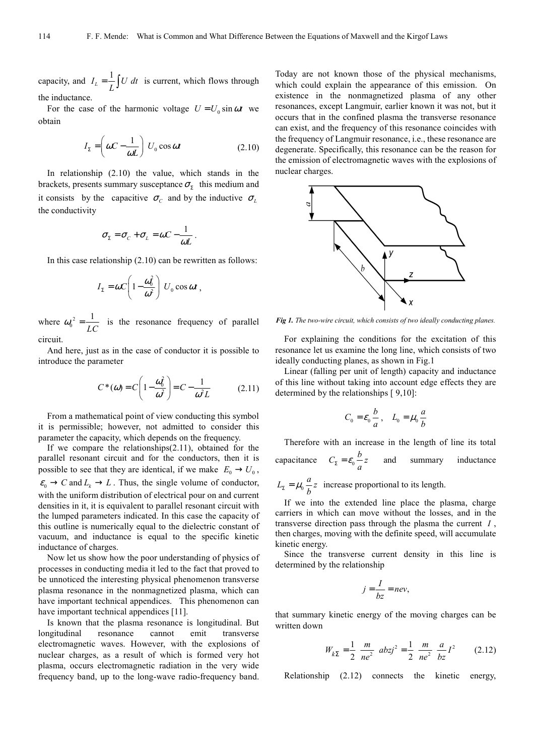capacity, and $I_L = \frac{1}{L}\int U\,dt$ is current, which flows through the inductance.

For the case of the harmonic voltage $U = U_0 \sin \omega t$ we obtain

$$I_\Sigma = \left(\omega C - \frac{1}{\omega L}\right) U_0 \cos \omega t \qquad (2.10)$$

In relationship (2.10) the value, which stands in the brackets, presents summary susceptance $\sigma_\Sigma$ this medium and it consists by the capacitive $\sigma_C$ and by the inductive $\sigma_L$ the conductivity

$$\sigma_\Sigma = \sigma_C + \sigma_L = \omega C - \frac{1}{\omega L}.$$

In this case relationship (2.10) can be rewritten as follows:

$$I_\Sigma = \omega C\left(1 - \frac{\omega_0^2}{\omega^2}\right) U_0 \cos \omega t,$$

where $\omega_0^2 = \frac{1}{LC}$ is the resonance frequency of parallel circuit.

And here, just as in the case of conductor it is possible to introduce the parameter

$$C^*(\omega) = C\left(1 - \frac{\omega_0^2}{\omega^2}\right) = C - \frac{1}{\omega^2 L} \qquad (2.11)$$

From a mathematical point of view conducting this symbol it is permissible; however, not admitted to consider this parameter the capacity, which depends on the frequency.

If we compare the relationships(2.11), obtained for the parallel resonant circuit and for the conductors, then it is possible to see that they are identical, if we make $E_0 \to U_0$, $\varepsilon_0 \to C$ and $L_k \to L$. Thus, the single volume of conductor, with the uniform distribution of electrical pour on and current densities in it, it is equivalent to parallel resonant circuit with the lumped parameters indicated. In this case the capacity of this outline is numerically equal to the dielectric constant of vacuum, and inductance is equal to the specific kinetic inductance of charges.

Now let us show how the poor understanding of physics of processes in conducting media it led to the fact that proved to be unnoticed the interesting physical phenomenon transverse plasma resonance in the nonmagnetized plasma, which can have important technical appendices. This phenomenon can have important technical appendices [11].

Is known that the plasma resonance is longitudinal. But longitudinal resonance cannot emit transverse electromagnetic waves. However, with the explosions of nuclear charges, as a result of which is formed very hot plasma, occurs electromagnetic radiation in the very wide frequency band, up to the long-wave radio-frequency band. Today are not known those of the physical mechanisms, which could explain the appearance of this emission. On existence in the nonmagnetized plasma of any other resonances, except Langmuir, earlier known it was not, but it occurs that in the confined plasma the transverse resonance can exist, and the frequency of this resonance coincides with the frequency of Langmuir resonance, i.e., these resonance are degenerate. Specifically, this resonance can be the reason for the emission of electromagnetic waves with the explosions of nuclear charges.

*Fig 1. The two-wire circuit, which consists of two ideally conducting planes.*

For explaining the conditions for the excitation of this resonance let us examine the long line, which consists of two ideally conducting planes, as shown in Fig.1

Linear (falling per unit of length) capacity and inductance of this line without taking into account edge effects they are determined by the relationships [ 9,10]:

$$C_0 = \varepsilon_0 \frac{b}{a}, \quad L_0 = \mu_0 \frac{a}{b}$$

Therefore with an increase in the length of line its total capacitance $C_\Sigma = \varepsilon_0 \frac{b}{a} z$ and summary inductance $L_\Sigma = \mu_0 \frac{a}{b} z$ increase proportional to its length.

If we into the extended line place the plasma, charge carriers in which can move without the losses, and in the transverse direction pass through the plasma the current $I$, then charges, moving with the definite speed, will accumulate kinetic energy.

Since the transverse current density in this line is determined by the relationship

$$j = \frac{I}{bz} = nev,$$

that summary kinetic energy of the moving charges can be written down

$$W_{k\Sigma} = \frac{1}{2}\frac{m}{ne^2}abzj^2 = \frac{1}{2}\frac{m}{ne^2}\frac{a}{bz}I^2 \qquad (2.12)$$

Relationship (2.12) connects the kinetic energy,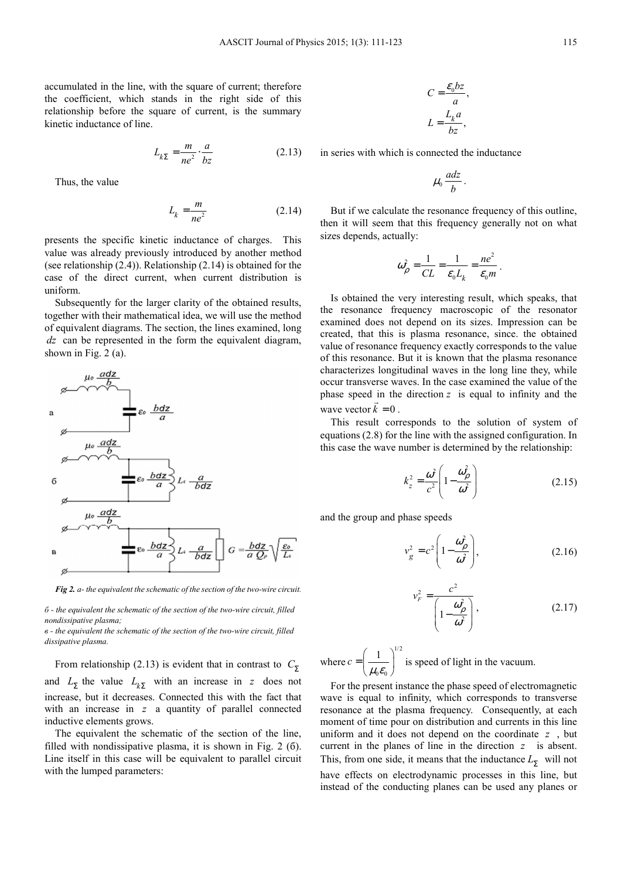accumulated in the line, with the square of current; therefore the coefficient, which stands in the right side of this relationship before the square of current, is the summary kinetic inductance of line.

$$L_{k\Sigma} = \frac{m}{ne^2} \cdot \frac{a}{bz} \tag{2.13}$$

Thus, the value

$$L_k = \frac{m}{ne^2} \tag{2.14}$$

presents the specific kinetic inductance of charges. This value was already previously introduced by another method (see relationship (2.4)). Relationship (2.14) is obtained for the case of the direct current, when current distribution is uniform.

Subsequently for the larger clarity of the obtained results, together with their mathematical idea, we will use the method of equivalent diagrams. The section, the lines examined, long $dz$ can be represented in the form the equivalent diagram, shown in Fig. 2 (a).

***Fig 2.*** *a- the equivalent the schematic of the section of the two-wire circuit.*

*б - the equivalent the schematic of the section of the two-wire circuit, filled nondissipative plasma;*

*в - the equivalent the schematic of the section of the two-wire circuit, filled dissipative plasma.*

From relationship (2.13) is evident that in contrast to $C_\Sigma$ and $L_\Sigma$ the value $L_{k\Sigma}$ with an increase in $z$ does not increase, but it decreases. Connected this with the fact that with an increase in $z$ a quantity of parallel connected inductive elements grows.

The equivalent the schematic of the section of the line, filled with nondissipative plasma, it is shown in Fig. 2 (б). Line itself in this case will be equivalent to parallel circuit with the lumped parameters:

$$C = \frac{\varepsilon_0 bz}{a},$$

$$L = \frac{L_k a}{bz},$$

in series with which is connected the inductance

$$\mu_0 \frac{adz}{b}.$$

But if we calculate the resonance frequency of this outline, then it will seem that this frequency generally not on what sizes depends, actually:

$$\omega_\rho^2 = \frac{1}{CL} = \frac{1}{\varepsilon_0 L_k} = \frac{ne^2}{\varepsilon_0 m}.$$

Is obtained the very interesting result, which speaks, that the resonance frequency macroscopic of the resonator examined does not depend on its sizes. Impression can be created, that this is plasma resonance, since. the obtained value of resonance frequency exactly corresponds to the value of this resonance. But it is known that the plasma resonance characterizes longitudinal waves in the long line they, while occur transverse waves. In the case examined the value of the phase speed in the direction $z$ is equal to infinity and the wave vector $\vec{k} = 0$.

This result corresponds to the solution of system of equations (2.8) for the line with the assigned configuration. In this case the wave number is determined by the relationship:

$$k_z^2 = \frac{\omega^2}{c^2}\left(1 - \frac{\omega_\rho^2}{\omega^2}\right) \tag{2.15}$$

and the group and phase speeds

$$v_g^2 = c^2\left(1 - \frac{\omega_\rho^2}{\omega^2}\right), \tag{2.16}$$

$$v_F^2 = \frac{c^2}{\left(1 - \dfrac{\omega_\rho^2}{\omega^2}\right)}, \tag{2.17}$$

where $c = \left(\dfrac{1}{\mu_0 \varepsilon_0}\right)^{1/2}$ is speed of light in the vacuum.

For the present instance the phase speed of electromagnetic wave is equal to infinity, which corresponds to transverse resonance at the plasma frequency. Consequently, at each moment of time pour on distribution and currents in this line uniform and it does not depend on the coordinate $z$, but current in the planes of line in the direction $z$ is absent. This, from one side, it means that the inductance $L_\Sigma$ will not have effects on electrodynamic processes in this line, but instead of the conducting planes can be used any planes or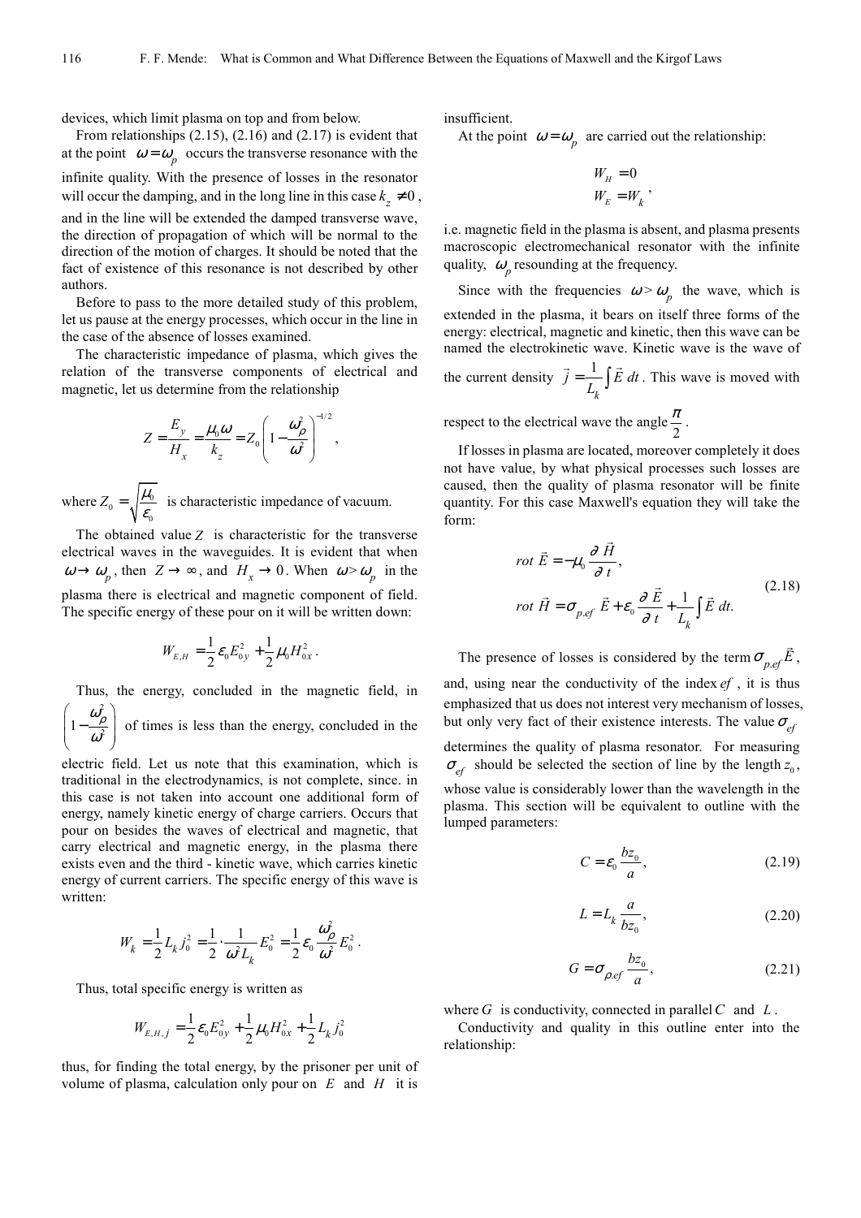devices, which limit plasma on top and from below.

From relationships (2.15), (2.16) and (2.17) is evident that at the point $\omega = \omega_p$ occurs the transverse resonance with the infinite quality. With the presence of losses in the resonator will occur the damping, and in the long line in this case $k_z \neq 0$, and in the line will be extended the damped transverse wave, the direction of propagation of which will be normal to the direction of the motion of charges. It should be noted that the fact of existence of this resonance is not described by other authors.

Before to pass to the more detailed study of this problem, let us pause at the energy processes, which occur in the line in the case of the absence of losses examined.

The characteristic impedance of plasma, which gives the relation of the transverse components of electrical and magnetic, let us determine from the relationship

$$Z = \frac{E_y}{H_x} = \frac{\mu_0 \omega}{k_z} = Z_0 \left(1 - \frac{\omega_\rho^2}{\omega^2}\right)^{-1/2},$$

where $Z_0 = \sqrt{\frac{\mu_0}{\varepsilon_0}}$ is characteristic impedance of vacuum.

The obtained value $Z$ is characteristic for the transverse electrical waves in the waveguides. It is evident that when $\omega \to \omega_p$, then $Z \to \infty$, and $H_x \to 0$. When $\omega > \omega_p$ in the plasma there is electrical and magnetic component of field. The specific energy of these pour on it will be written down:

$$W_{E,H} = \frac{1}{2}\varepsilon_0 E_{0y}^2 + \frac{1}{2}\mu_0 H_{0x}^2 .$$

Thus, the energy, concluded in the magnetic field, in $\left(1 - \frac{\omega_\rho^2}{\omega^2}\right)$ of times is less than the energy, concluded in the electric field. Let us note that this examination, which is traditional in the electrodynamics, is not complete, since. in this case is not taken into account one additional form of energy, namely kinetic energy of charge carriers. Occurs that pour on besides the waves of electrical and magnetic, that carry electrical and magnetic energy, in the plasma there exists even and the third - kinetic wave, which carries kinetic energy of current carriers. The specific energy of this wave is written:

$$W_k = \frac{1}{2} L_k j_0^2 = \frac{1}{2}\cdot\frac{1}{\omega^2 L_k} E_0^2 = \frac{1}{2}\varepsilon_0 \frac{\omega_\rho^2}{\omega^2} E_0^2 .$$

Thus, total specific energy is written as

$$W_{E,H,j} = \frac{1}{2}\varepsilon_0 E_{0y}^2 + \frac{1}{2}\mu_0 H_{0x}^2 + \frac{1}{2} L_k j_0^2$$

thus, for finding the total energy, by the prisoner per unit of volume of plasma, calculation only pour on $E$ and $H$ it is insufficient.

At the point $\omega = \omega_p$ are carried out the relationship:

$$W_H = 0$$
$$W_E = W_k ,$$

i.e. magnetic field in the plasma is absent, and plasma presents macroscopic electromechanical resonator with the infinite quality, $\omega_p$ resounding at the frequency.

Since with the frequencies $\omega > \omega_p$ the wave, which is extended in the plasma, it bears on itself three forms of the energy: electrical, magnetic and kinetic, then this wave can be named the electrokinetic wave. Kinetic wave is the wave of the current density $\vec{j} = \frac{1}{L_k}\int \vec{E}\, dt$. This wave is moved with respect to the electrical wave the angle $\frac{\pi}{2}$.

If losses in plasma are located, moreover completely it does not have value, by what physical processes such losses are caused, then the quality of plasma resonator will be finite quantity. For this case Maxwell's equation they will take the form:

$$rot\ \vec{E} = -\mu_0 \frac{\partial \vec{H}}{\partial t},$$
$$rot\ \vec{H} = \sigma_{p.ef}\ \vec{E} + \varepsilon_0 \frac{\partial \vec{E}}{\partial t} + \frac{1}{L_k}\int \vec{E}\, dt. \tag{2.18}$$

The presence of losses is considered by the term $\sigma_{p.ef}\vec{E}$, and, using near the conductivity of the index $ef$, it is thus emphasized that us does not interest very mechanism of losses, but only very fact of their existence interests. The value $\sigma_{ef}$ determines the quality of plasma resonator. For measuring $\sigma_{ef}$ should be selected the section of line by the length $z_0$, whose value is considerably lower than the wavelength in the plasma. This section will be equivalent to outline with the lumped parameters:

$$C = \varepsilon_0 \frac{bz_0}{a}, \tag{2.19}$$

$$L = L_k \frac{a}{bz_0}, \tag{2.20}$$

$$G = \sigma_{\rho.ef} \frac{bz_0}{a}, \tag{2.21}$$

where $G$ is conductivity, connected in parallel $C$ and $L$.

Conductivity and quality in this outline enter into the relationship: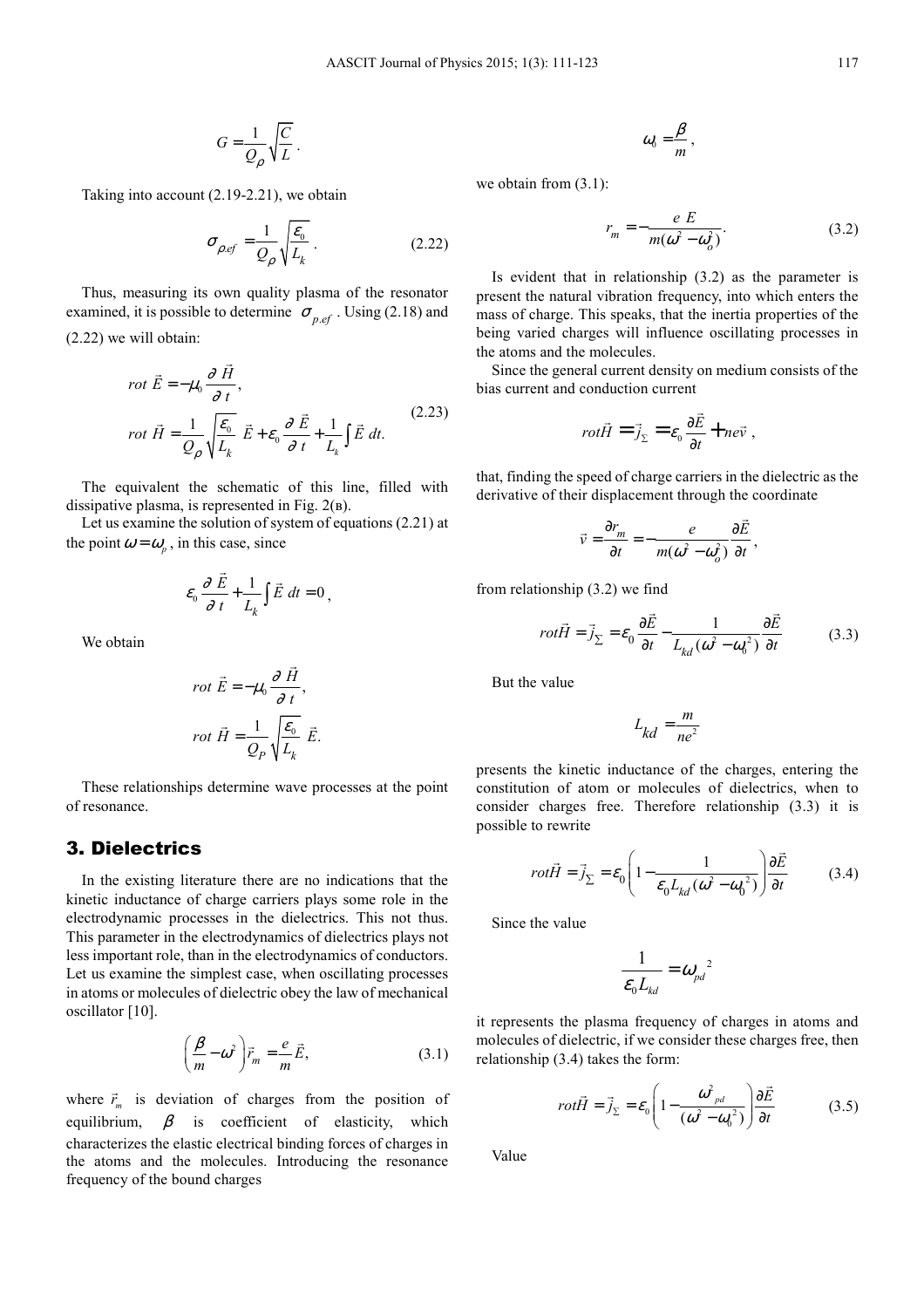$$G = \frac{1}{Q_\rho}\sqrt{\frac{C}{L}}.$$

Taking into account (2.19-2.21), we obtain

$$\sigma_{\rho.ef} = \frac{1}{Q_\rho}\sqrt{\frac{\varepsilon_0}{L_k}}. \tag{2.22}$$

Thus, measuring its own quality plasma of the resonator examined, it is possible to determine $\sigma_{p.ef}$. Using (2.18) and (2.22) we will obtain:

$$\begin{aligned} rot\,\vec{E} &= -\mu_0 \frac{\partial \vec{H}}{\partial t}, \\ rot\,\vec{H} &= \frac{1}{Q_\rho}\sqrt{\frac{\varepsilon_0}{L_k}}\,\vec{E} + \varepsilon_0 \frac{\partial \vec{E}}{\partial t} + \frac{1}{L_k}\int \vec{E}\,dt. \end{aligned} \tag{2.23}$$

The equivalent the schematic of this line, filled with dissipative plasma, is represented in Fig. 2(в).

Let us examine the solution of system of equations (2.21) at the point $\omega = \omega_p$, in this case, since

$$\varepsilon_0 \frac{\partial \vec{E}}{\partial t} + \frac{1}{L_k}\int \vec{E}\,dt = 0,$$

We obtain

$$\begin{aligned} rot\,\vec{E} &= -\mu_0 \frac{\partial \vec{H}}{\partial t}, \\ rot\,\vec{H} &= \frac{1}{Q_P}\sqrt{\frac{\varepsilon_0}{L_k}}\,\vec{E}. \end{aligned}$$

These relationships determine wave processes at the point of resonance.

## 3. Dielectrics

In the existing literature there are no indications that the kinetic inductance of charge carriers plays some role in the electrodynamic processes in the dielectrics. This not thus. This parameter in the electrodynamics of dielectrics plays not less important role, than in the electrodynamics of conductors. Let us examine the simplest case, when oscillating processes in atoms or molecules of dielectric obey the law of mechanical oscillator [10].

$$\left(\frac{\beta}{m} - \omega^2\right)\vec{r}_m = \frac{e}{m}\vec{E}, \tag{3.1}$$

where $\vec{r}_m$ is deviation of charges from the position of equilibrium, $\beta$ is coefficient of elasticity, which characterizes the elastic electrical binding forces of charges in the atoms and the molecules. Introducing the resonance frequency of the bound charges

$$\omega_0 = \frac{\beta}{m},$$

we obtain from (3.1):

$$r_m = -\frac{e\,E}{m(\omega^2 - \omega_o^2)}. \tag{3.2}$$

Is evident that in relationship (3.2) as the parameter is present the natural vibration frequency, into which enters the mass of charge. This speaks, that the inertia properties of the being varied charges will influence oscillating processes in the atoms and the molecules.

Since the general current density on medium consists of the bias current and conduction current

$$rot\vec{H} = \vec{j}_\Sigma = \varepsilon_0 \frac{\partial \vec{E}}{\partial t} + ne\vec{v},$$

that, finding the speed of charge carriers in the dielectric as the derivative of their displacement through the coordinate

$$\vec{v} = \frac{\partial r_m}{\partial t} = -\frac{e}{m(\omega^2 - \omega_o^2)}\frac{\partial \vec{E}}{\partial t},$$

from relationship (3.2) we find

$$rot\vec{H} = \vec{j}_\Sigma = \varepsilon_0 \frac{\partial \vec{E}}{\partial t} - \frac{1}{L_{kd}(\omega^2 - \omega_0^2)}\frac{\partial \vec{E}}{\partial t} \tag{3.3}$$

But the value

$$L_{kd} = \frac{m}{ne^2}$$

presents the kinetic inductance of the charges, entering the constitution of atom or molecules of dielectrics, when to consider charges free. Therefore relationship (3.3) it is possible to rewrite

$$rot\vec{H} = \vec{j}_\Sigma = \varepsilon_0\left(1 - \frac{1}{\varepsilon_0 L_{kd}(\omega^2 - \omega_0^2)}\right)\frac{\partial \vec{E}}{\partial t} \tag{3.4}$$

Since the value

$$\frac{1}{\varepsilon_0 L_{kd}} = \omega_{pd}^{\ 2}$$

it represents the plasma frequency of charges in atoms and molecules of dielectric, if we consider these charges free, then relationship (3.4) takes the form:

$$rot\vec{H} = \vec{j}_\Sigma = \varepsilon_0\left(1 - \frac{\omega_{pd}^2}{(\omega^2 - \omega_0^2)}\right)\frac{\partial \vec{E}}{\partial t} \tag{3.5}$$

Value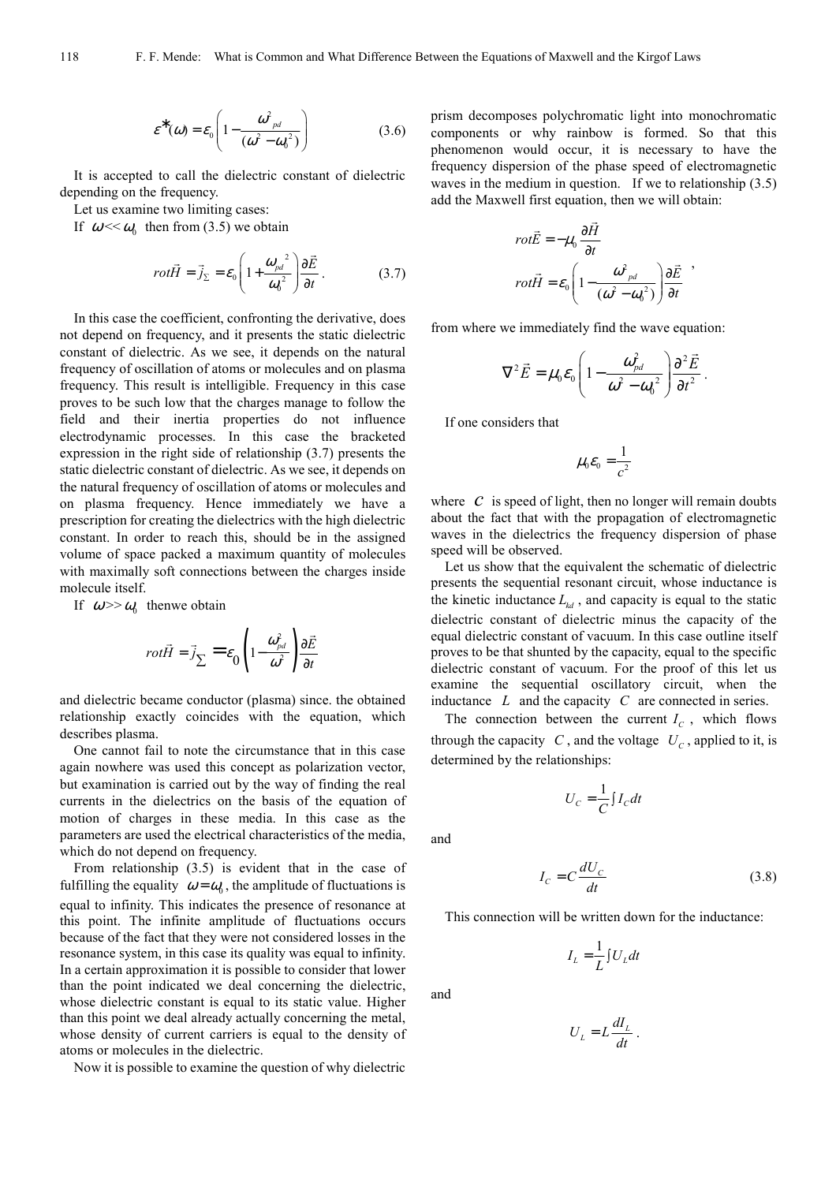$$\varepsilon^*(\omega) = \varepsilon_0 \left(1 - \frac{\omega^2_{pd}}{(\omega^2 - \omega_0^2)}\right) \tag{3.6}$$

It is accepted to call the dielectric constant of dielectric depending on the frequency.

Let us examine two limiting cases:

If $\omega << \omega_0$ then from (3.5) we obtain

$$rot\vec{H} = \vec{j}_\Sigma = \varepsilon_0 \left(1 + \frac{\omega_{pd}^{\ 2}}{\omega_0^2}\right) \frac{\partial \vec{E}}{\partial t}. \tag{3.7}$$

In this case the coefficient, confronting the derivative, does not depend on frequency, and it presents the static dielectric constant of dielectric. As we see, it depends on the natural frequency of oscillation of atoms or molecules and on plasma frequency. This result is intelligible. Frequency in this case proves to be such low that the charges manage to follow the field and their inertia properties do not influence electrodynamic processes. In this case the bracketed expression in the right side of relationship (3.7) presents the static dielectric constant of dielectric. As we see, it depends on the natural frequency of oscillation of atoms or molecules and on plasma frequency. Hence immediately we have a prescription for creating the dielectrics with the high dielectric constant. In order to reach this, should be in the assigned volume of space packed a maximum quantity of molecules with maximally soft connections between the charges inside molecule itself.

If $\omega >> \omega_0$ thenwe obtain

$$rot\vec{H} = \vec{j}_\Sigma = \varepsilon_0 \left(1 - \frac{\omega_{pd}^2}{\omega^2}\right) \frac{\partial \vec{E}}{\partial t}$$

and dielectric became conductor (plasma) since. the obtained relationship exactly coincides with the equation, which describes plasma.

One cannot fail to note the circumstance that in this case again nowhere was used this concept as polarization vector, but examination is carried out by the way of finding the real currents in the dielectrics on the basis of the equation of motion of charges in these media. In this case as the parameters are used the electrical characteristics of the media, which do not depend on frequency.

From relationship (3.5) is evident that in the case of fulfilling the equality $\omega = \omega_0$, the amplitude of fluctuations is equal to infinity. This indicates the presence of resonance at this point. The infinite amplitude of fluctuations occurs because of the fact that they were not considered losses in the resonance system, in this case its quality was equal to infinity. In a certain approximation it is possible to consider that lower than the point indicated we deal concerning the dielectric, whose dielectric constant is equal to its static value. Higher than this point we deal already actually concerning the metal, whose density of current carriers is equal to the density of atoms or molecules in the dielectric.

Now it is possible to examine the question of why dielectric prism decomposes polychromatic light into monochromatic components or why rainbow is formed. So that this phenomenon would occur, it is necessary to have the frequency dispersion of the phase speed of electromagnetic waves in the medium in question. If we to relationship (3.5) add the Maxwell first equation, then we will obtain:

$$rot\vec{E} = -\mu_0 \frac{\partial \vec{H}}{\partial t}$$
$$rot\vec{H} = \varepsilon_0 \left(1 - \frac{\omega^2_{pd}}{(\omega^2 - \omega_0^2)}\right) \frac{\partial \vec{E}}{\partial t},$$

from where we immediately find the wave equation:

$$\nabla^2 \vec{E} = \mu_0 \varepsilon_0 \left(1 - \frac{\omega_{pd}^2}{\omega^2 - \omega_0^2}\right) \frac{\partial^2 \vec{E}}{\partial t^2}.$$

If one considers that

$$\mu_0 \varepsilon_0 = \frac{1}{c^2}$$

where $c$ is speed of light, then no longer will remain doubts about the fact that with the propagation of electromagnetic waves in the dielectrics the frequency dispersion of phase speed will be observed.

Let us show that the equivalent the schematic of dielectric presents the sequential resonant circuit, whose inductance is the kinetic inductance $L_{kd}$, and capacity is equal to the static dielectric constant of dielectric minus the capacity of the equal dielectric constant of vacuum. In this case outline itself proves to be that shunted by the capacity, equal to the specific dielectric constant of vacuum. For the proof of this let us examine the sequential oscillatory circuit, when the inductance $L$ and the capacity $C$ are connected in series.

The connection between the current $I_C$, which flows through the capacity $C$, and the voltage $U_C$, applied to it, is determined by the relationships:

$$U_C = \frac{1}{C}\int I_C dt$$

and

$$I_C = C\frac{dU_C}{dt} \tag{3.8}$$

This connection will be written down for the inductance:

$$I_L = \frac{1}{L}\int U_L dt$$

and

$$U_L = L\frac{dI_L}{dt}.$$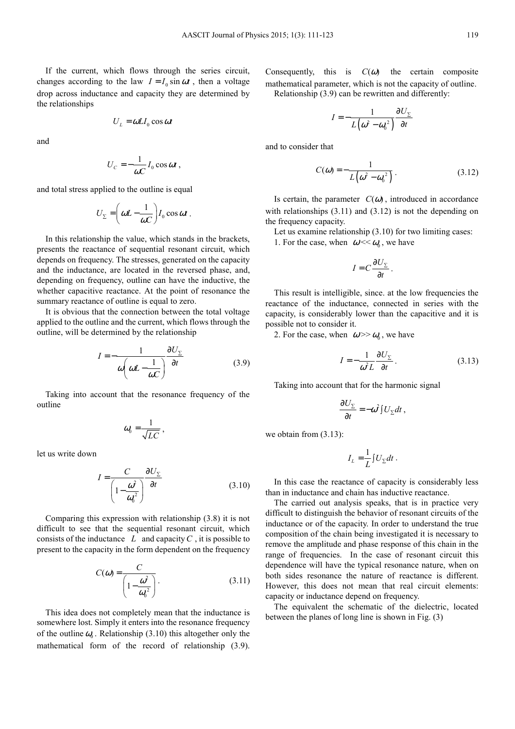If the current, which flows through the series circuit, changes according to the law $I = I_0 \sin \omega t$ , then a voltage drop across inductance and capacity they are determined by the relationships

$$U_L = \omega L I_0 \cos \omega t$$

and

$$U_C = -\frac{1}{\omega C} I_0 \cos \omega t \,,$$

and total stress applied to the outline is equal

$$U_\Sigma = \left( \omega L - \frac{1}{\omega C} \right) I_0 \cos \omega t \,.$$

In this relationship the value, which stands in the brackets, presents the reactance of sequential resonant circuit, which depends on frequency. The stresses, generated on the capacity and the inductance, are located in the reversed phase, and, depending on frequency, outline can have the inductive, the whether capacitive reactance. At the point of resonance the summary reactance of outline is equal to zero.

It is obvious that the connection between the total voltage applied to the outline and the current, which flows through the outline, will be determined by the relationship

$$I = -\frac{1}{\omega \left( \omega L - \frac{1}{\omega C} \right)} \frac{\partial U_\Sigma}{\partial t} \tag{3.9}$$

Taking into account that the resonance frequency of the outline

$$\omega_0 = \frac{1}{\sqrt{LC}} \,,$$

let us write down

$$I = \frac{C}{\left( 1 - \frac{\omega^2}{\omega_0^2} \right)} \frac{\partial U_\Sigma}{\partial t} \tag{3.10}$$

Comparing this expression with relationship (3.8) it is not difficult to see that the sequential resonant circuit, which consists of the inductance $L$ and capacity $C$ , it is possible to present to the capacity in the form dependent on the frequency

$$C(\omega) = \frac{C}{\left( 1 - \frac{\omega^2}{\omega_0^2} \right)} \,. \tag{3.11}$$

This idea does not completely mean that the inductance is somewhere lost. Simply it enters into the resonance frequency of the outline $\omega_0$ . Relationship (3.10) this altogether only the mathematical form of the record of relationship (3.9). Consequently, this is $C(\omega)$ the certain composite mathematical parameter, which is not the capacity of outline.

Relationship (3.9) can be rewritten and differently:

$$I = -\frac{1}{L\left( \omega^2 - \omega_0^2 \right)} \frac{\partial U_\Sigma}{\partial t}$$

and to consider that

$$C(\omega) = -\frac{1}{L\left( \omega^2 - \omega_0^2 \right)} \,. \tag{3.12}$$

Is certain, the parameter $C(\omega)$ , introduced in accordance with relationships (3.11) and (3.12) is not the depending on the frequency capacity.

Let us examine relationship (3.10) for two limiting cases:

1. For the case, when $\omega << \omega_0$ , we have

$$I = C \frac{\partial U_\Sigma}{\partial t} \,.$$

This result is intelligible, since. at the low frequencies the reactance of the inductance, connected in series with the capacity, is considerably lower than the capacitive and it is possible not to consider it.

2. For the case, when $\omega >> \omega_0$ , we have

$$I = -\frac{1}{\omega^2 L} \frac{\partial U_\Sigma}{\partial t} \,. \tag{3.13}$$

Taking into account that for the harmonic signal

$$\frac{\partial U_\Sigma}{\partial t} = -\omega^2 \int U_\Sigma dt \,,$$

we obtain from (3.13):

$$I_L = \frac{1}{L} \int U_\Sigma dt \,.$$

In this case the reactance of capacity is considerably less than in inductance and chain has inductive reactance.

The carried out analysis speaks, that is in practice very difficult to distinguish the behavior of resonant circuits of the inductance or of the capacity. In order to understand the true composition of the chain being investigated it is necessary to remove the amplitude and phase response of this chain in the range of frequencies. In the case of resonant circuit this dependence will have the typical resonance nature, when on both sides resonance the nature of reactance is different. However, this does not mean that real circuit elements: capacity or inductance depend on frequency.

The equivalent the schematic of the dielectric, located between the planes of long line is shown in Fig. (3)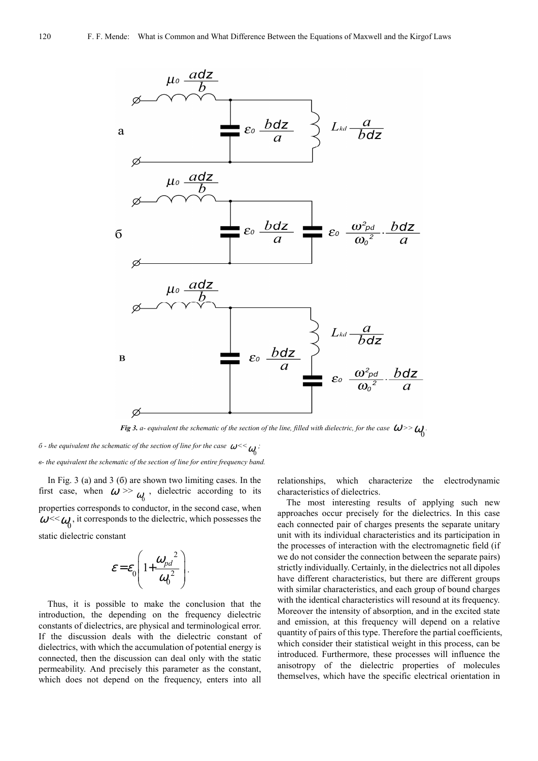*Fig 3. a- equivalent the schematic of the section of the line, filled with dielectric, for the case* $\omega >> \omega_0$.

*б - the equivalent the schematic of the section of line for the case* $\omega << \omega_0$;

*в- the equivalent the schematic of the section of line for entire frequency band.*

In Fig. 3 (a) and 3 (б) are shown two limiting cases. In the first case, when $\omega >> \omega_0$, dielectric according to its properties corresponds to conductor, in the second case, when $\omega << \omega_0$, it corresponds to the dielectric, which possesses the static dielectric constant

$$\varepsilon = \varepsilon_0 \left( 1 + \frac{\omega_{pd}^{\ 2}}{\omega_0^{\ 2}} \right).$$

Thus, it is possible to make the conclusion that the introduction, the depending on the frequency dielectric constants of dielectrics, are physical and terminological error. If the discussion deals with the dielectric constant of dielectrics, with which the accumulation of potential energy is connected, then the discussion can deal only with the static permeability. And precisely this parameter as the constant, which does not depend on the frequency, enters into all relationships, which characterize the electrodynamic characteristics of dielectrics.

The most interesting results of applying such new approaches occur precisely for the dielectrics. In this case each connected pair of charges presents the separate unitary unit with its individual characteristics and its participation in the processes of interaction with the electromagnetic field (if we do not consider the connection between the separate pairs) strictly individually. Certainly, in the dielectrics not all dipoles have different characteristics, but there are different groups with similar characteristics, and each group of bound charges with the identical characteristics will resound at its frequency. Moreover the intensity of absorption, and in the excited state and emission, at this frequency will depend on a relative quantity of pairs of this type. Therefore the partial coefficients, which consider their statistical weight in this process, can be introduced. Furthermore, these processes will influence the anisotropy of the dielectric properties of molecules themselves, which have the specific electrical orientation in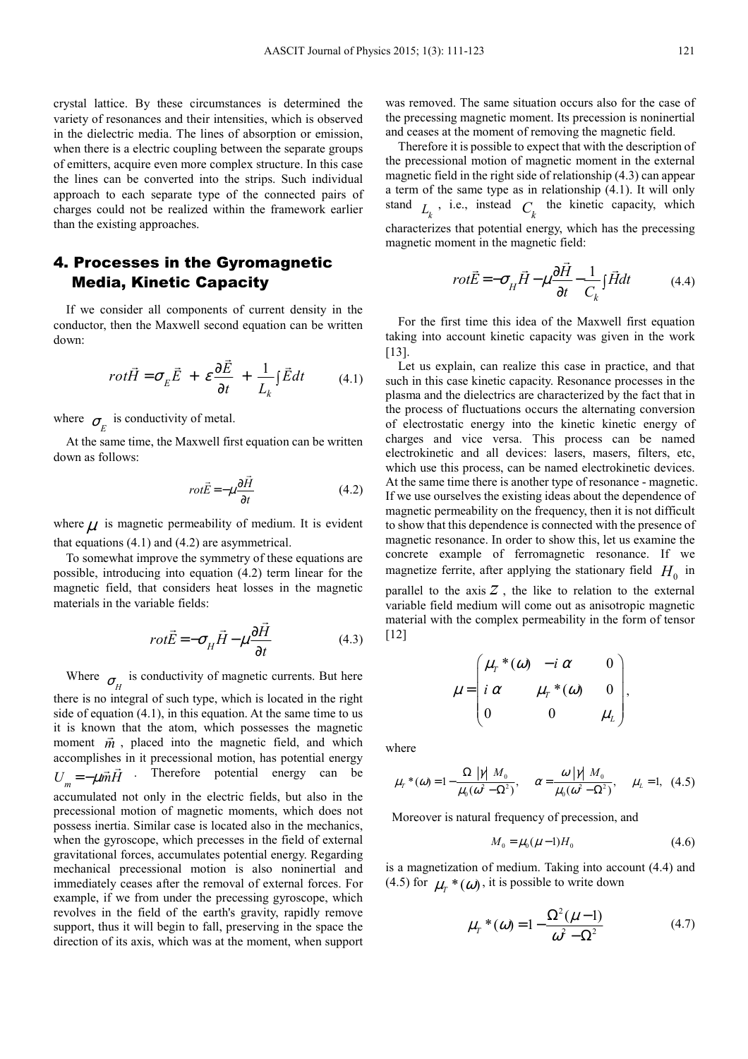crystal lattice. By these circumstances is determined the variety of resonances and their intensities, which is observed in the dielectric media. The lines of absorption or emission, when there is a electric coupling between the separate groups of emitters, acquire even more complex structure. In this case the lines can be converted into the strips. Such individual approach to each separate type of the connected pairs of charges could not be realized within the framework earlier than the existing approaches.

## 4. Processes in the Gyromagnetic Media, Kinetic Capacity

If we consider all components of current density in the conductor, then the Maxwell second equation can be written down:

$$rot\vec{H} = \sigma_E \vec{E} + \varepsilon \frac{\partial \vec{E}}{\partial t} + \frac{1}{L_k}\int \vec{E}dt \tag{4.1}$$

where $\sigma_E$ is conductivity of metal.

At the same time, the Maxwell first equation can be written down as follows:

$$rot\vec{E} = -\mu \frac{\partial \vec{H}}{\partial t} \tag{4.2}$$

where $\mu$ is magnetic permeability of medium. It is evident that equations (4.1) and (4.2) are asymmetrical.

To somewhat improve the symmetry of these equations are possible, introducing into equation (4.2) term linear for the magnetic field, that considers heat losses in the magnetic materials in the variable fields:

$$rot\vec{E} = -\sigma_H \vec{H} - \mu \frac{\partial \vec{H}}{\partial t} \tag{4.3}$$

Where $\sigma_H$ is conductivity of magnetic currents. But here there is no integral of such type, which is located in the right side of equation (4.1), in this equation. At the same time to us it is known that the atom, which possesses the magnetic moment $\vec{m}$, placed into the magnetic field, and which accomplishes in it precessional motion, has potential energy $U_m = -\mu \vec{m}\vec{H}$. Therefore potential energy can be accumulated not only in the electric fields, but also in the precessional motion of magnetic moments, which does not possess inertia. Similar case is located also in the mechanics, when the gyroscope, which precesses in the field of external gravitational forces, accumulates potential energy. Regarding mechanical precessional motion is also noninertial and immediately ceases after the removal of external forces. For example, if we from under the precessing gyroscope, which revolves in the field of the earth's gravity, rapidly remove support, thus it will begin to fall, preserving in the space the direction of its axis, which was at the moment, when support was removed. The same situation occurs also for the case of the precessing magnetic moment. Its precession is noninertial and ceases at the moment of removing the magnetic field.

Therefore it is possible to expect that with the description of the precessional motion of magnetic moment in the external magnetic field in the right side of relationship (4.3) can appear a term of the same type as in relationship (4.1). It will only stand $L_k$, i.e., instead $C_k$ the kinetic capacity, which characterizes that potential energy, which has the precessing magnetic moment in the magnetic field:

$$rot\vec{E} = -\sigma_H \vec{H} - \mu \frac{\partial \vec{H}}{\partial t} - \frac{1}{C_k}\int \vec{H}dt \tag{4.4}$$

For the first time this idea of the Maxwell first equation taking into account kinetic capacity was given in the work [13].

Let us explain, can realize this case in practice, and that such in this case kinetic capacity. Resonance processes in the plasma and the dielectrics are characterized by the fact that in the process of fluctuations occurs the alternating conversion of electrostatic energy into the kinetic kinetic energy of charges and vice versa. This process can be named electrokinetic and all devices: lasers, masers, filters, etc, which use this process, can be named electrokinetic devices. At the same time there is another type of resonance - magnetic. If we use ourselves the existing ideas about the dependence of magnetic permeability on the frequency, then it is not difficult to show that this dependence is connected with the presence of magnetic resonance. In order to show this, let us examine the concrete example of ferromagnetic resonance. If we magnetize ferrite, after applying the stationary field $H_0$ in parallel to the axis $z$, the like to relation to the external variable field medium will come out as anisotropic magnetic material with the complex permeability in the form of tensor [12]

$$\mu = \begin{pmatrix} \mu_T{}^*(\omega) & -i\,\alpha & 0 \\ i\,\alpha & \mu_T{}^*(\omega) & 0 \\ 0 & 0 & \mu_L \end{pmatrix},$$

where

$$\mu_T{}^*(\omega) = 1 - \frac{\Omega\,|\gamma|\,M_0}{\mu_0(\omega^2 - \Omega^2)}, \quad \alpha = \frac{\omega\,|\gamma|\,M_0}{\mu_0(\omega^2 - \Omega^2)}, \quad \mu_L = 1, \tag{4.5}$$

Moreover is natural frequency of precession, and

$$M_0 = \mu_0(\mu - 1)H_0 \tag{4.6}$$

is a magnetization of medium. Taking into account (4.4) and (4.5) for $\mu_T{}^*(\omega)$, it is possible to write down

$$\mu_T{}^*(\omega) = 1 - \frac{\Omega^2(\mu - 1)}{\omega^2 - \Omega^2} \tag{4.7}$$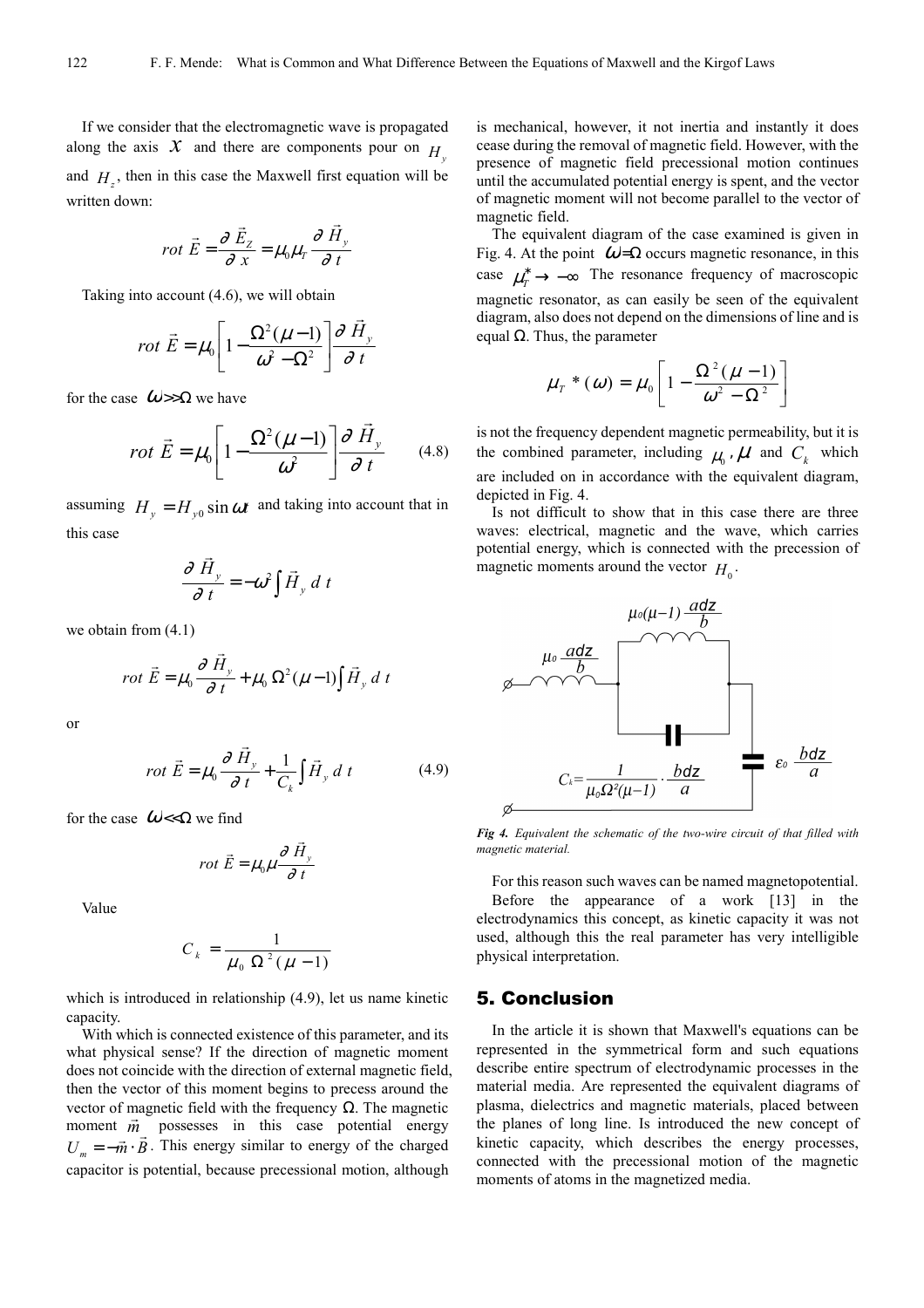If we consider that the electromagnetic wave is propagated along the axis $x$ and there are components pour on $H_y$ and $H_z$, then in this case the Maxwell first equation will be written down:

$$rot\ \vec{E} = \frac{\partial \vec{E}_Z}{\partial x} = \mu_0 \mu_T \frac{\partial \vec{H}_y}{\partial t}$$

Taking into account (4.6), we will obtain

$$rot\ \vec{E} = \mu_0 \left[ 1 - \frac{\Omega^2 (\mu - 1)}{\omega^2 - \Omega^2} \right] \frac{\partial \vec{H}_y}{\partial t}$$

for the case $\omega >> \Omega$ we have

$$rot\ \vec{E} = \mu_0 \left[ 1 - \frac{\Omega^2 (\mu - 1)}{\omega^2} \right] \frac{\partial \vec{H}_y}{\partial t} \qquad (4.8)$$

assuming $H_y = H_{y0} \sin \omega t$ and taking into account that in this case

$$\frac{\partial \vec{H}_y}{\partial t} = -\omega^2 \int \vec{H}_y\, d\, t$$

we obtain from (4.1)

$$rot\ \vec{E} = \mu_0 \frac{\partial \vec{H}_y}{\partial t} + \mu_0\, \Omega^2 (\mu - 1) \int \vec{H}_y\, d\, t$$

or

$$rot\ \vec{E} = \mu_0 \frac{\partial \vec{H}_y}{\partial t} + \frac{1}{C_k} \int \vec{H}_y\, d\, t \qquad (4.9)$$

for the case $\omega << \Omega$ we find

$$rot\ \vec{E} = \mu_0 \mu \frac{\partial \vec{H}_y}{\partial t}$$

Value

$$C_k = \frac{1}{\mu_0\, \Omega^2 (\mu - 1)}$$

which is introduced in relationship (4.9), let us name kinetic capacity.

With which is connected existence of this parameter, and its what physical sense? If the direction of magnetic moment does not coincide with the direction of external magnetic field, then the vector of this moment begins to precess around the vector of magnetic field with the frequency $\Omega$. The magnetic moment $\vec{m}$ possesses in this case potential energy $U_m = -\vec{m} \cdot \vec{B}$. This energy similar to energy of the charged capacitor is potential, because precessional motion, although is mechanical, however, it not inertia and instantly it does cease during the removal of magnetic field. However, with the presence of magnetic field precessional motion continues until the accumulated potential energy is spent, and the vector of magnetic moment will not become parallel to the vector of magnetic field.

The equivalent diagram of the case examined is given in Fig. 4. At the point $\omega = \Omega$ occurs magnetic resonance, in this case $\mu_T^* \to -\infty$ The resonance frequency of macroscopic magnetic resonator, as can easily be seen of the equivalent diagram, also does not depend on the dimensions of line and is equal $\Omega$. Thus, the parameter

$$\mu_T * (\omega) = \mu_0 \left[ 1 - \frac{\Omega^2 (\mu - 1)}{\omega^2 - \Omega^2} \right]$$

is not the frequency dependent magnetic permeability, but it is the combined parameter, including $\mu_0$, $\mu$ and $C_k$ which are included on in accordance with the equivalent diagram, depicted in Fig. 4.

Is not difficult to show that in this case there are three waves: electrical, magnetic and the wave, which carries potential energy, which is connected with the precession of magnetic moments around the vector $H_0$.

$\mu_0(\mu-1)\dfrac{adz}{b}$ &nbsp;&nbsp; $\mu_0 \dfrac{adz}{b}$ &nbsp;&nbsp; $C_k = \dfrac{1}{\mu_0 \Omega^2 (\mu-1)} \cdot \dfrac{bdz}{a}$ &nbsp;&nbsp; $\varepsilon_0 \dfrac{bdz}{a}$

*Fig 4. Equivalent the schematic of the two-wire circuit of that filled with magnetic material.*

For this reason such waves can be named magnetopotential.

Before the appearance of a work [13] in the electrodynamics this concept, as kinetic capacity it was not used, although this the real parameter has very intelligible physical interpretation.

## 5. Conclusion

In the article it is shown that Maxwell's equations can be represented in the symmetrical form and such equations describe entire spectrum of electrodynamic processes in the material media. Are represented the equivalent diagrams of plasma, dielectrics and magnetic materials, placed between the planes of long line. Is introduced the new concept of kinetic capacity, which describes the energy processes, connected with the precessional motion of the magnetic moments of atoms in the magnetized media.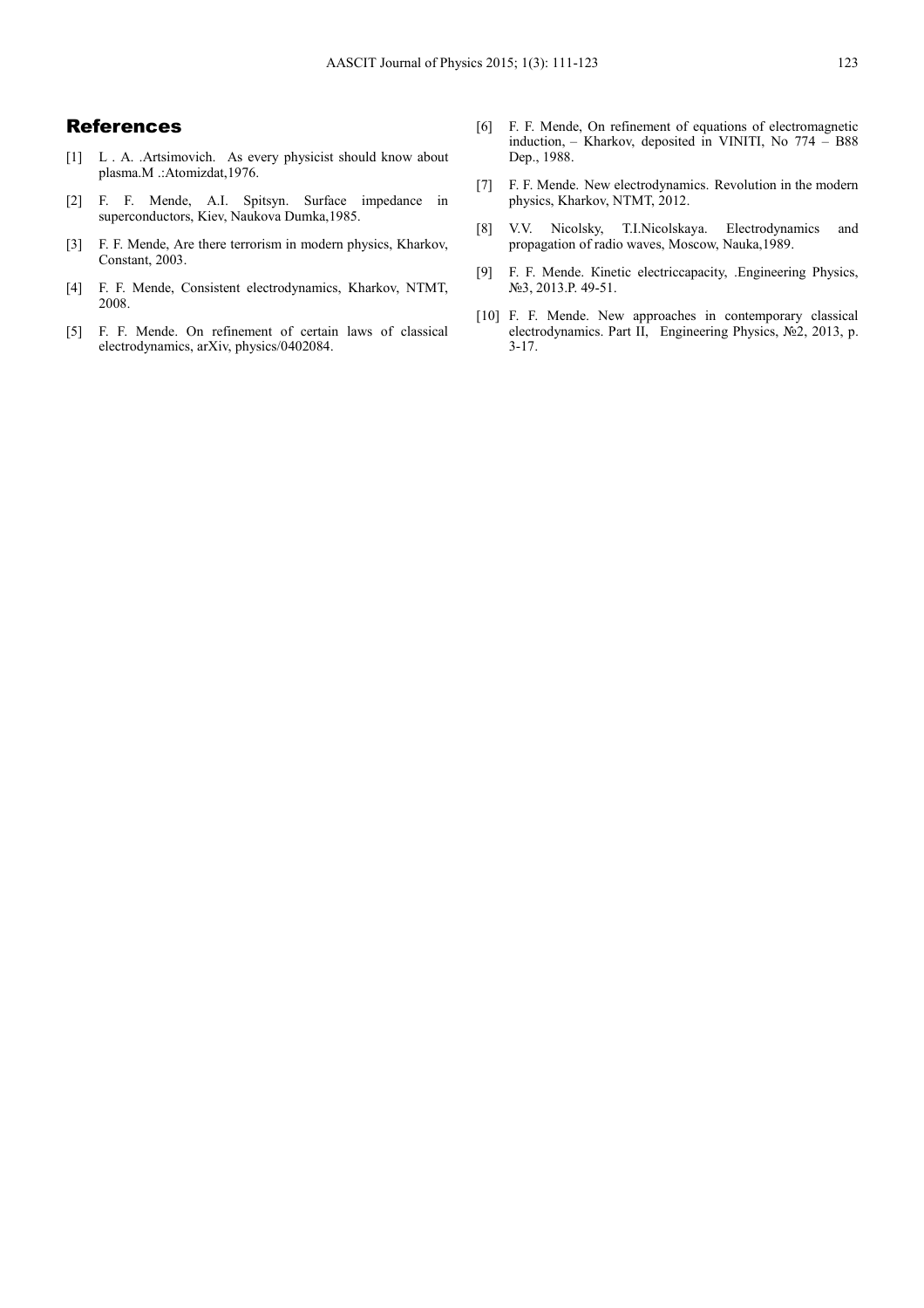# References

[1] L . A. .Artsimovich. As every physicist should know about plasma.M .:Atomizdat,1976.

[2] F. F. Mende, A.I. Spitsyn. Surface impedance in superconductors, Kiev, Naukova Dumka,1985.

[3] F. F. Mende, Are there terrorism in modern physics, Kharkov, Constant, 2003.

[4] F. F. Mende, Consistent electrodynamics, Kharkov, NTMT, 2008.

[5] F. F. Mende. On refinement of certain laws of classical electrodynamics, arXiv, physics/0402084.

[6] F. F. Mende, On refinement of equations of electromagnetic induction, – Kharkov, deposited in VINITI, No 774 – B88 Dep., 1988.

[7] F. F. Mende. New electrodynamics. Revolution in the modern physics, Kharkov, NTMT, 2012.

[8] V.V. Nicolsky, T.I.Nicolskaya. Electrodynamics and propagation of radio waves, Moscow, Nauka,1989.

[9] F. F. Mende. Kinetic electriccapacity, .Engineering Physics, №3, 2013.P. 49-51.

[10] F. F. Mende. New approaches in contemporary classical electrodynamics. Part II, Engineering Physics, №2, 2013, p. 3-17.